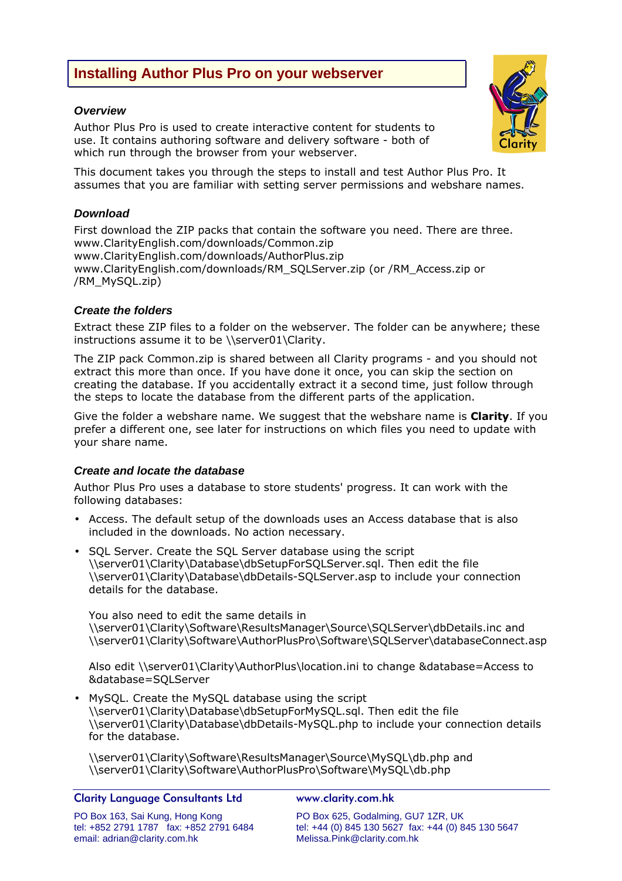# Installing Author Plus Pro on your webserver

### *Overview*

Author Plus Pro is used to create interactive content for students to use. It contains authoring software and delivery software - both of which run through the browser from your webserver.

This document takes you through the steps to install and test Author Plus Pro. It assumes that you are familiar with setting server permissions and webshare names.

### *Download*

First download the ZIP packs that contain the software you need. There are three.
www.ClarityEnglish.com/downloads/Common.zip
www.ClarityEnglish.com/downloads/AuthorPlus.zip
www.ClarityEnglish.com/downloads/RM_SQLServer.zip (or /RM_Access.zip or /RM_MySQL.zip)

### *Create the folders*

Extract these ZIP files to a folder on the webserver. The folder can be anywhere; these instructions assume it to be \\server01\Clarity.

The ZIP pack Common.zip is shared between all Clarity programs - and you should not extract this more than once. If you have done it once, you can skip the section on creating the database. If you accidentally extract it a second time, just follow through the steps to locate the database from the different parts of the application.

Give the folder a webshare name. We suggest that the webshare name is **Clarity**. If you prefer a different one, see later for instructions on which files you need to update with your share name.

### *Create and locate the database*

Author Plus Pro uses a database to store students' progress. It can work with the following databases:

- Access. The default setup of the downloads uses an Access database that is also included in the downloads. No action necessary.
- SQL Server. Create the SQL Server database using the script \\server01\Clarity\Database\dbSetupForSQLServer.sql. Then edit the file \\server01\Clarity\Database\dbDetails-SQLServer.asp to include your connection details for the database.

  You also need to edit the same details in \\server01\Clarity\Software\ResultsManager\Source\SQLServer\dbDetails.inc and \\server01\Clarity\Software\AuthorPlusPro\Software\SQLServer\databaseConnect.asp

  Also edit \\server01\Clarity\AuthorPlus\location.ini to change &database=Access to &database=SQLServer
- MySQL. Create the MySQL database using the script \\server01\Clarity\Database\dbSetupForMySQL.sql. Then edit the file \\server01\Clarity\Database\dbDetails-MySQL.php to include your connection details for the database.

  \\server01\Clarity\Software\ResultsManager\Source\MySQL\db.php and \\server01\Clarity\Software\AuthorPlusPro\Software\MySQL\db.php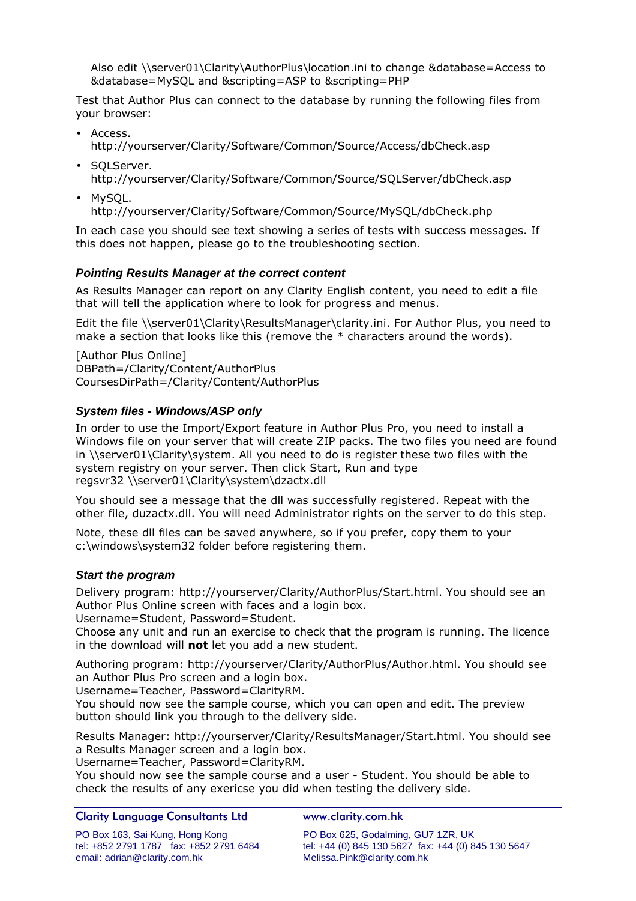Also edit \\server01\Clarity\AuthorPlus\location.ini to change &database=Access to &database=MySQL and &scripting=ASP to &scripting=PHP

Test that Author Plus can connect to the database by running the following files from your browser:

- Access.
  http://yourserver/Clarity/Software/Common/Source/Access/dbCheck.asp
- SQLServer.
  http://yourserver/Clarity/Software/Common/Source/SQLServer/dbCheck.asp
- MySQL.
  http://yourserver/Clarity/Software/Common/Source/MySQL/dbCheck.php

In each case you should see text showing a series of tests with success messages. If this does not happen, please go to the troubleshooting section.

### *Pointing Results Manager at the correct content*

As Results Manager can report on any Clarity English content, you need to edit a file that will tell the application where to look for progress and menus.

Edit the file \\server01\Clarity\ResultsManager\clarity.ini. For Author Plus, you need to make a section that looks like this (remove the * characters around the words).

[Author Plus Online]
DBPath=/Clarity/Content/AuthorPlus
CoursesDirPath=/Clarity/Content/AuthorPlus

### *System files - Windows/ASP only*

In order to use the Import/Export feature in Author Plus Pro, you need to install a Windows file on your server that will create ZIP packs. The two files you need are found in \\server01\Clarity\system. All you need to do is register these two files with the system registry on your server. Then click Start, Run and type
regsvr32 \\server01\Clarity\system\dzactx.dll

You should see a message that the dll was successfully registered. Repeat with the other file, duzactx.dll. You will need Administrator rights on the server to do this step.

Note, these dll files can be saved anywhere, so if you prefer, copy them to your c:\windows\system32 folder before registering them.

### *Start the program*

Delivery program: http://yourserver/Clarity/AuthorPlus/Start.html. You should see an Author Plus Online screen with faces and a login box.
Username=Student, Password=Student.
Choose any unit and run an exercise to check that the program is running. The licence in the download will **not** let you add a new student.

Authoring program: http://yourserver/Clarity/AuthorPlus/Author.html. You should see an Author Plus Pro screen and a login box.
Username=Teacher, Password=ClarityRM.
You should now see the sample course, which you can open and edit. The preview button should link you through to the delivery side.

Results Manager: http://yourserver/Clarity/ResultsManager/Start.html. You should see a Results Manager screen and a login box.
Username=Teacher, Password=ClarityRM.
You should now see the sample course and a user - Student. You should be able to check the results of any exericse you did when testing the delivery side.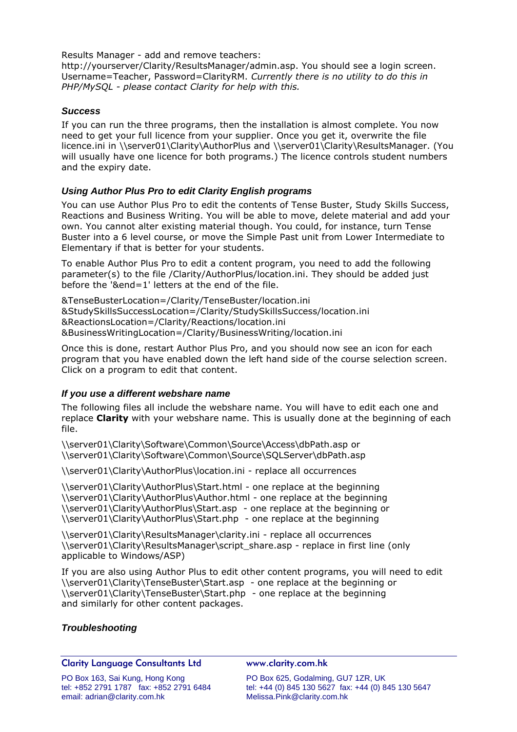Results Manager - add and remove teachers:
http://yourserver/Clarity/ResultsManager/admin.asp. You should see a login screen. Username=Teacher, Password=ClarityRM. *Currently there is no utility to do this in PHP/MySQL - please contact Clarity for help with this.*

### Success

If you can run the three programs, then the installation is almost complete. You now need to get your full licence from your supplier. Once you get it, overwrite the file licence.ini in \\server01\Clarity\AuthorPlus and \\server01\Clarity\ResultsManager. (You will usually have one licence for both programs.) The licence controls student numbers and the expiry date.

### Using Author Plus Pro to edit Clarity English programs

You can use Author Plus Pro to edit the contents of Tense Buster, Study Skills Success, Reactions and Business Writing. You will be able to move, delete material and add your own. You cannot alter existing material though. You could, for instance, turn Tense Buster into a 6 level course, or move the Simple Past unit from Lower Intermediate to Elementary if that is better for your students.

To enable Author Plus Pro to edit a content program, you need to add the following parameter(s) to the file /Clarity/AuthorPlus/location.ini. They should be added just before the '&end=1' letters at the end of the file.

&TenseBusterLocation=/Clarity/TenseBuster/location.ini
&StudySkillsSuccessLocation=/Clarity/StudySkillsSuccess/location.ini
&ReactionsLocation=/Clarity/Reactions/location.ini
&BusinessWritingLocation=/Clarity/BusinessWriting/location.ini

Once this is done, restart Author Plus Pro, and you should now see an icon for each program that you have enabled down the left hand side of the course selection screen. Click on a program to edit that content.

### If you use a different webshare name

The following files all include the webshare name. You will have to edit each one and replace **Clarity** with your webshare name. This is usually done at the beginning of each file.

\\server01\Clarity\Software\Common\Source\Access\dbPath.asp or
\\server01\Clarity\Software\Common\Source\SQLServer\dbPath.asp

\\server01\Clarity\AuthorPlus\location.ini - replace all occurrences

\\server01\Clarity\AuthorPlus\Start.html - one replace at the beginning
\\server01\Clarity\AuthorPlus\Author.html - one replace at the beginning
\\server01\Clarity\AuthorPlus\Start.asp - one replace at the beginning or
\\server01\Clarity\AuthorPlus\Start.php - one replace at the beginning

\\server01\Clarity\ResultsManager\clarity.ini - replace all occurrences
\\server01\Clarity\ResultsManager\script_share.asp - replace in first line (only applicable to Windows/ASP)

If you are also using Author Plus to edit other content programs, you will need to edit
\\server01\Clarity\TenseBuster\Start.asp - one replace at the beginning or
\\server01\Clarity\TenseBuster\Start.php - one replace at the beginning
and similarly for other content packages.

### Troubleshooting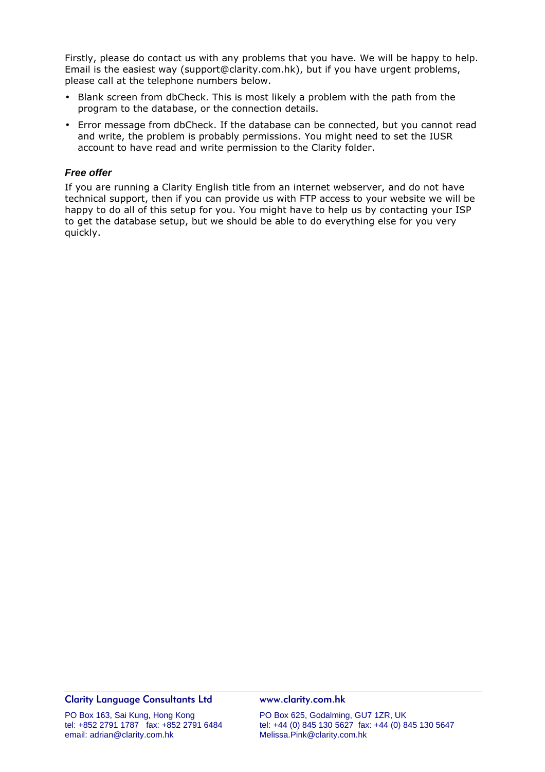Firstly, please do contact us with any problems that you have. We will be happy to help. Email is the easiest way (support@clarity.com.hk), but if you have urgent problems, please call at the telephone numbers below.

- Blank screen from dbCheck. This is most likely a problem with the path from the program to the database, or the connection details.
- Error message from dbCheck. If the database can be connected, but you cannot read and write, the problem is probably permissions. You might need to set the IUSR account to have read and write permission to the Clarity folder.

### *Free offer*

If you are running a Clarity English title from an internet webserver, and do not have technical support, then if you can provide us with FTP access to your website we will be happy to do all of this setup for you. You might have to help us by contacting your ISP to get the database setup, but we should be able to do everything else for you very quickly.

---

**Clarity Language Consultants Ltd**

PO Box 163, Sai Kung, Hong Kong
tel: +852 2791 1787 fax: +852 2791 6484
email: adrian@clarity.com.hk

**www.clarity.com.hk**

PO Box 625, Godalming, GU7 1ZR, UK
tel: +44 (0) 845 130 5627 fax: +44 (0) 845 130 5647
Melissa.Pink@clarity.com.hk